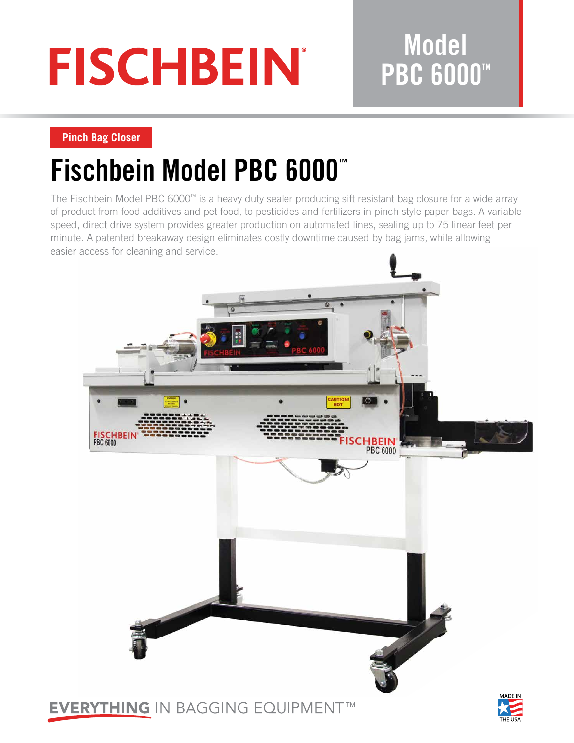# FISCHBEIN®

## Model PBC 6000™

**Pinch Bag Closer**

# Fischbein Model PBC 6000™

The Fischbein Model PBC 6000™ is a heavy duty sealer producing sift resistant bag closure for a wide array of product from food additives and pet food, to pesticides and fertilizers in pinch style paper bags. A variable speed, direct drive system provides greater production on automated lines, sealing up to 75 linear feet per minute. A patented breakaway design eliminates costly downtime caused by bag jams, while allowing easier access for cleaning and service.

**EVERYTHING** IN BAGGING EQUIPMENT™

MADE IN THE USA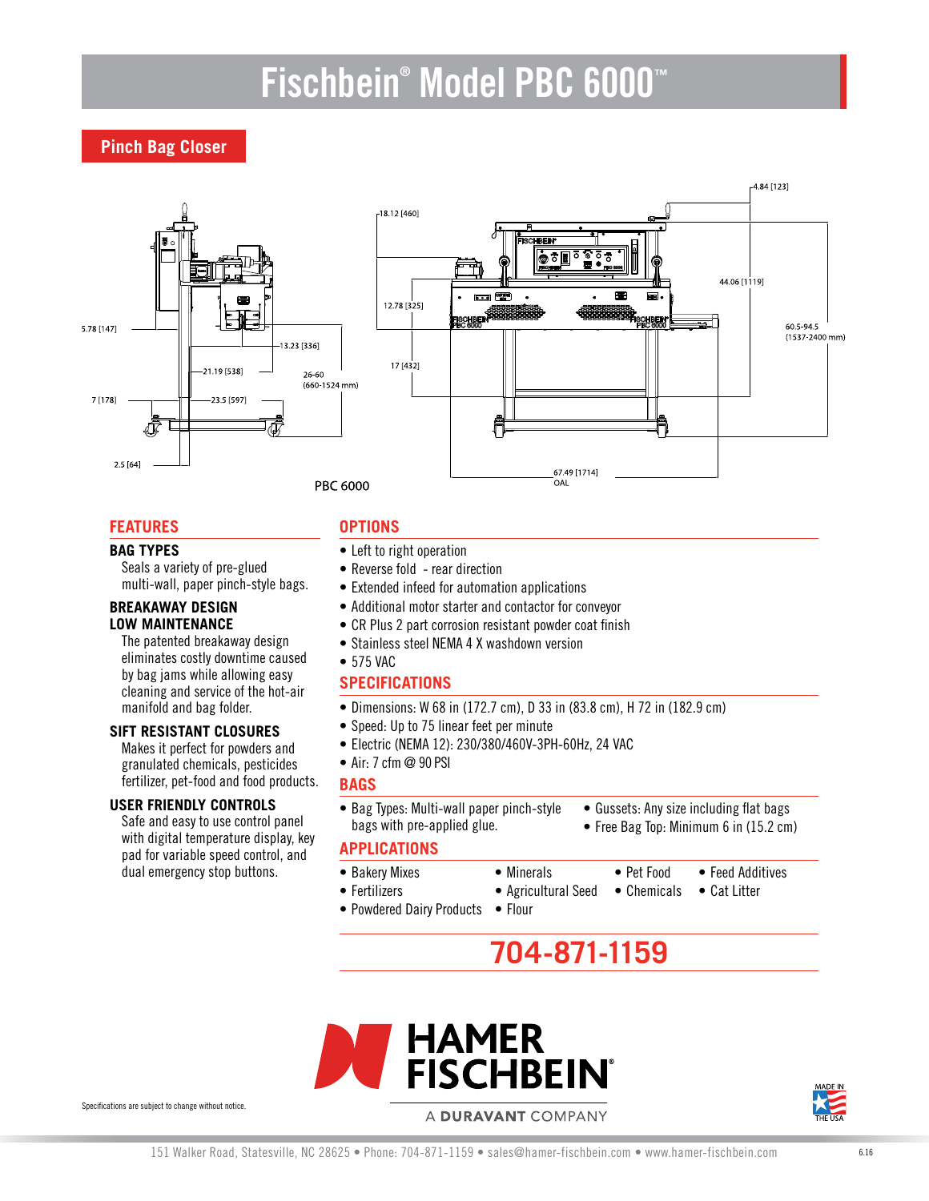# Fischbein® Model PBC 6000™

## Pinch Bag Closer

5.78 [147]
7 [178]
2.5 [64]
13.23 [336]
21.19 [538]
23.5 [597]
26-60
(660-1524 mm)
18.12 [460]
12.78 [325]
17 [432]
4.84 [123]
44.06 [1119]
60.5-94.5
(1537-2400 mm)
67.49 [1714]
OAL

PBC 6000

## FEATURES

### BAG TYPES

Seals a variety of pre-glued multi-wall, paper pinch-style bags.

### BREAKAWAY DESIGN LOW MAINTENANCE

The patented breakaway design eliminates costly downtime caused by bag jams while allowing easy cleaning and service of the hot-air manifold and bag folder.

### SIFT RESISTANT CLOSURES

Makes it perfect for powders and granulated chemicals, pesticides fertilizer, pet-food and food products.

### USER FRIENDLY CONTROLS

Safe and easy to use control panel with digital temperature display, key pad for variable speed control, and dual emergency stop buttons.

## OPTIONS

- Left to right operation
- Reverse fold - rear direction
- Extended infeed for automation applications
- Additional motor starter and contactor for conveyor
- CR Plus 2 part corrosion resistant powder coat finish
- Stainless steel NEMA 4 X washdown version
- 575 VAC

## SPECIFICATIONS

- Dimensions: W 68 in (172.7 cm), D 33 in (83.8 cm), H 72 in (182.9 cm)
- Speed: Up to 75 linear feet per minute
- Electric (NEMA 12): 230/380/460V-3PH-60Hz, 24 VAC
- Air: 7 cfm @ 90 PSI

## BAGS

- Bag Types: Multi-wall paper pinch-style bags with pre-applied glue.
- Gussets: Any size including flat bags
- Free Bag Top: Minimum 6 in (15.2 cm)

## APPLICATIONS

- Bakery Mixes
- Fertilizers
- Powdered Dairy Products
- Minerals
- Agricultural Seed
- Flour
- Pet Food
- Chemicals
- Feed Additives
- Cat Litter

**704-871-1159**

HAMER FISCHBEIN®
A DURAVANT COMPANY

MADE IN THE USA

Specifications are subject to change without notice.

151 Walker Road, Statesville, NC 28625 • Phone: 704-871-1159 • sales@hamer-fischbein.com • www.hamer-fischbein.com

6.16